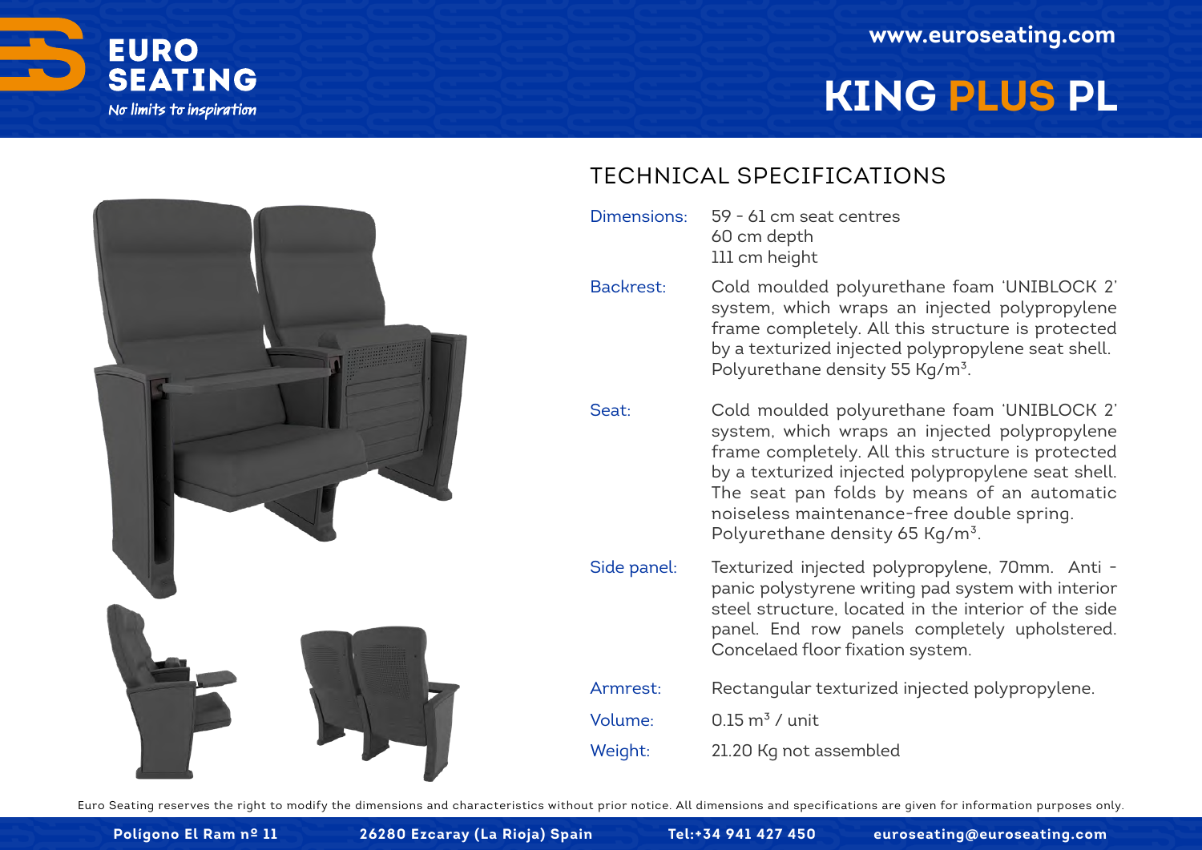# EURO SEATING

*No limits to inspiration*

www.euroseating.com

# KING PLUS PL

## TECHNICAL SPECIFICATIONS

**Dimensions:** 59 - 61 cm seat centres
60 cm depth
111 cm height

**Backrest:** Cold moulded polyurethane foam 'UNIBLOCK 2' system, which wraps an injected polypropylene frame completely. All this structure is protected by a texturized injected polypropylene seat shell. Polyurethane density 55 Kg/m$^3$.

**Seat:** Cold moulded polyurethane foam 'UNIBLOCK 2' system, which wraps an injected polypropylene frame completely. All this structure is protected by a texturized injected polypropylene seat shell. The seat pan folds by means of an automatic noiseless maintenance-free double spring. Polyurethane density 65 Kg/m$^3$.

**Side panel:** Texturized injected polypropylene, 70mm. Anti - panic polystyrene writing pad system with interior steel structure, located in the interior of the side panel. End row panels completely upholstered. Concelaed floor fixation system.

**Armrest:** Rectangular texturized injected polypropylene.

**Volume:** 0.15 m$^3$ / unit

**Weight:** 21.20 Kg not assembled

Euro Seating reserves the right to modify the dimensions and characteristics without prior notice. All dimensions and specifications are given for information purposes only.

Poligono El Ram nº 11 26280 Ezcaray (La Rioja) Spain Tel:+34 941 427 450 euroseating@euroseating.com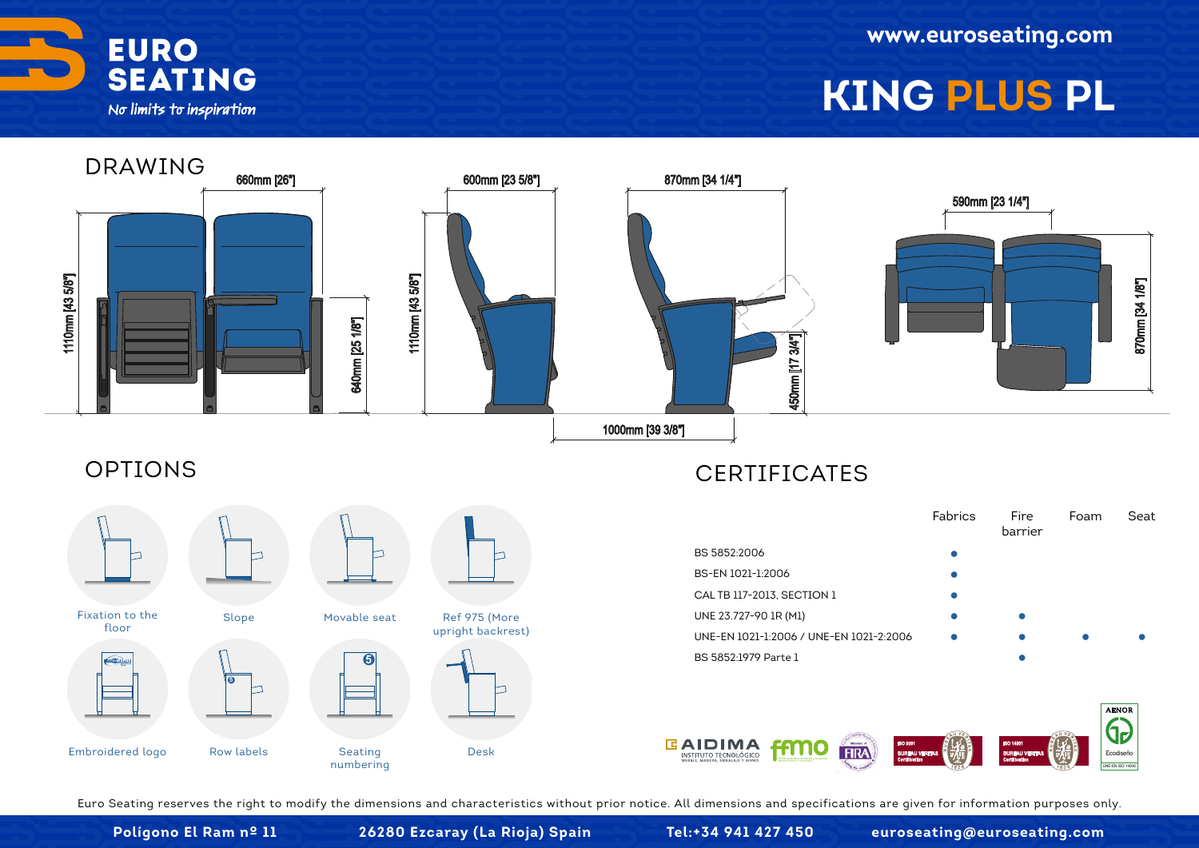EURO SEATING

*No limits to inspiration*

www.euroseating.com

# KING PLUS PL

## DRAWING

660mm [26"]

600mm [23 5/8"]

870mm [34 1/4"]

590mm [23 1/4"]

1110mm [43 5/8"]

640mm [25 1/8"]

1110mm [43 5/8"]

450mm [17 3/4"]

870mm [34 1/8"]

1000mm [39 3/8"]

## OPTIONS

Fixation to the floor

Slope

Movable seat

Ref 975 (More upright backrest)

Embroidered logo

Row labels

Seating numbering

Desk

## CERTIFICATES

| | Fabrics | Fire barrier | Foam | Seat |
|---|---|---|---|---|
| BS 5852:2006 | ● | | | |
| BS-EN 1021-1:2006 | ● | | | |
| CAL TB 117-2013, SECTION 1 | ● | | | |
| UNE 23.727-90 1R (M1) | ● | ● | | |
| UNE-EN 1021-1:2006 / UNE-EN 1021-2:2006 | ● | ● | ● | ● |
| BS 5852:1979 Parte 1 | | ● | | |

AIDIMA INSTITUTO TECNOLÓGICO MUEBLE, MADERA, EMBALAJE Y AFINES

ffmo

FIRA

ISO 9001 BUREAU VERITAS Certification

ISO 14001 BUREAU VERITAS Certification

AENOR Ecodiseño UNE-EN ISO 14006

Euro Seating reserves the right to modify the dimensions and characteristics without prior notice. All dimensions and specifications are given for information purposes only.

Polígono El Ram nº 11 26280 Ezcaray (La Rioja) Spain Tel:+34 941 427 450 euroseating@euroseating.com